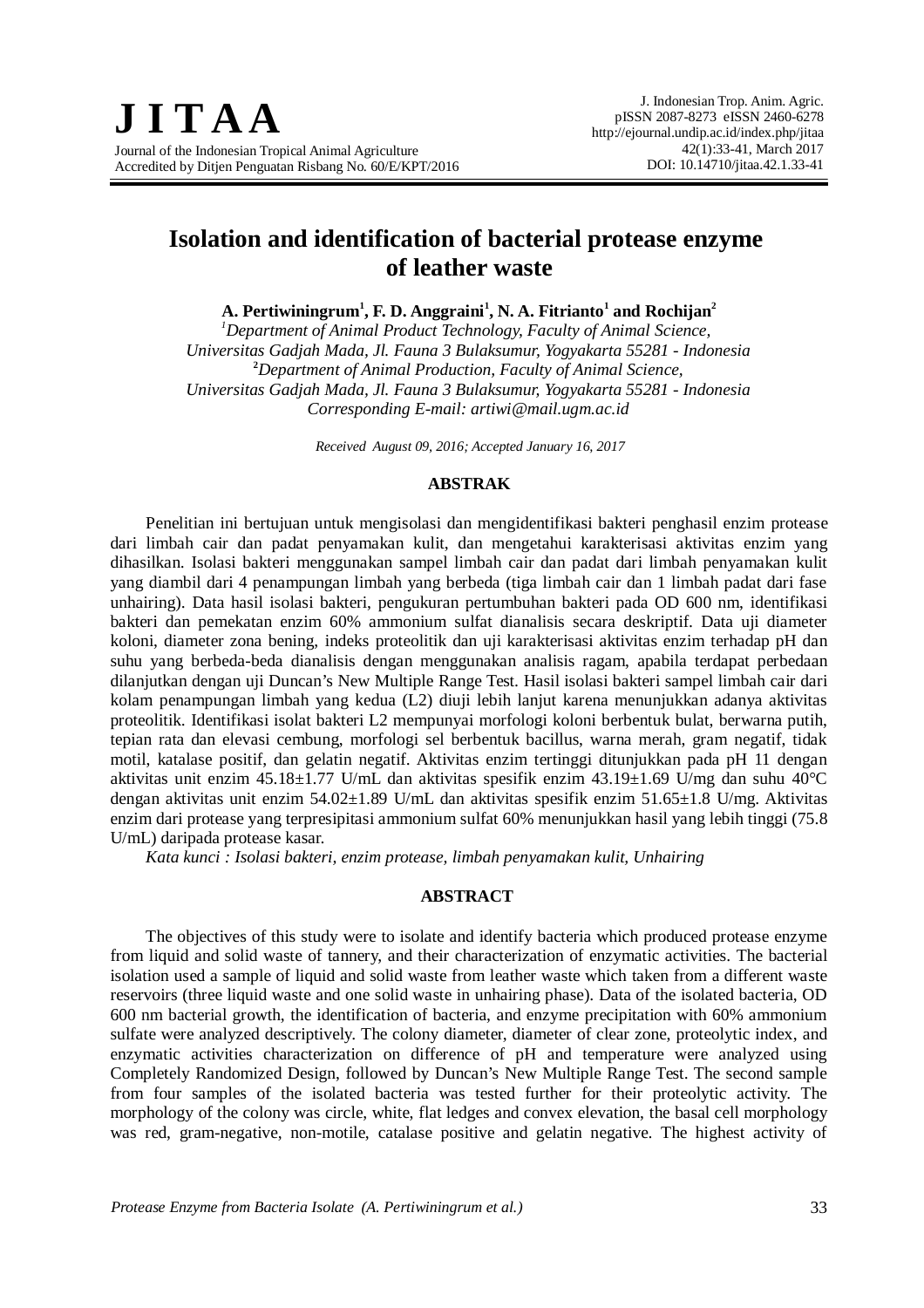# Isolation and identification of bacterial protease enzyme of leather waste

**A. Pertiwiningrum[1], F. D. Anggraini[1], N. A. Fitrianto[1] and Rochijan[2]**

*[1]Department of Animal Product Technology, Faculty of Animal Science, Universitas Gadjah Mada, Jl. Fauna 3 Bulaksumur, Yogyakarta 55281 - Indonesia*
*[2]Department of Animal Production, Faculty of Animal Science, Universitas Gadjah Mada, Jl. Fauna 3 Bulaksumur, Yogyakarta 55281 - Indonesia*
*Corresponding E-mail: artiwi@mail.ugm.ac.id*

*Received August 09, 2016; Accepted January 16, 2017*

## ABSTRAK

Penelitian ini bertujuan untuk mengisolasi dan mengidentifikasi bakteri penghasil enzim protease dari limbah cair dan padat penyamakan kulit, dan mengetahui karakterisasi aktivitas enzim yang dihasilkan. Isolasi bakteri menggunakan sampel limbah cair dan padat dari limbah penyamakan kulit yang diambil dari 4 penampungan limbah yang berbeda (tiga limbah cair dan 1 limbah padat dari fase unhairing). Data hasil isolasi bakteri, pengukuran pertumbuhan bakteri pada OD 600 nm, identifikasi bakteri dan pemekatan enzim 60% ammonium sulfat dianalisis secara deskriptif. Data uji diameter koloni, diameter zona bening, indeks proteolitik dan uji karakterisasi aktivitas enzim terhadap pH dan suhu yang berbeda-beda dianalisis dengan menggunakan analisis ragam, apabila terdapat perbedaan dilanjutkan dengan uji Duncan's New Multiple Range Test. Hasil isolasi bakteri sampel limbah cair dari kolam penampungan limbah yang kedua (L2) diuji lebih lanjut karena menunjukkan adanya aktivitas proteolitik. Identifikasi isolat bakteri L2 mempunyai morfologi koloni berbentuk bulat, berwarna putih, tepian rata dan elevasi cembung, morfologi sel berbentuk bacillus, warna merah, gram negatif, tidak motil, katalase positif, dan gelatin negatif. Aktivitas enzim tertinggi ditunjukkan pada pH 11 dengan aktivitas unit enzim 45.18±1.77 U/mL dan aktivitas spesifik enzim 43.19±1.69 U/mg dan suhu 40°C dengan aktivitas unit enzim 54.02±1.89 U/mL dan aktivitas spesifik enzim 51.65±1.8 U/mg. Aktivitas enzim dari protease yang terpresipitasi ammonium sulfat 60% menunjukkan hasil yang lebih tinggi (75.8 U/mL) daripada protease kasar.

*Kata kunci : Isolasi bakteri, enzim protease, limbah penyamakan kulit, Unhairing*

## ABSTRACT

The objectives of this study were to isolate and identify bacteria which produced protease enzyme from liquid and solid waste of tannery, and their characterization of enzymatic activities. The bacterial isolation used a sample of liquid and solid waste from leather waste which taken from a different waste reservoirs (three liquid waste and one solid waste in unhairing phase). Data of the isolated bacteria, OD 600 nm bacterial growth, the identification of bacteria, and enzyme precipitation with 60% ammonium sulfate were analyzed descriptively. The colony diameter, diameter of clear zone, proteolytic index, and enzymatic activities characterization on difference of pH and temperature were analyzed using Completely Randomized Design, followed by Duncan's New Multiple Range Test. The second sample from four samples of the isolated bacteria was tested further for their proteolytic activity. The morphology of the colony was circle, white, flat ledges and convex elevation, the basal cell morphology was red, gram-negative, non-motile, catalase positive and gelatin negative. The highest activity of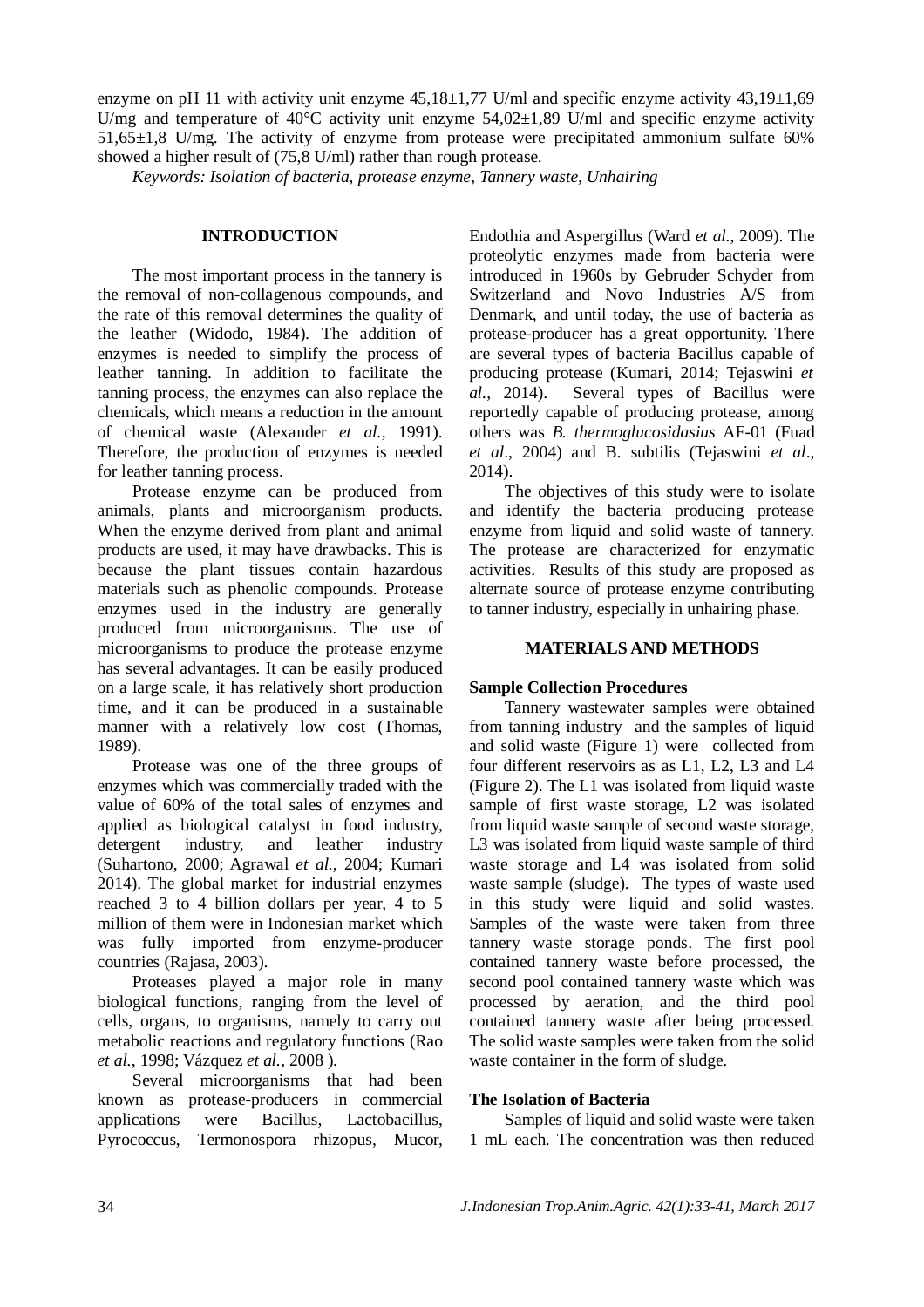enzyme on pH 11 with activity unit enzyme 45,18±1,77 U/ml and specific enzyme activity 43,19±1,69 U/mg and temperature of 40°C activity unit enzyme 54,02±1,89 U/ml and specific enzyme activity 51,65±1,8 U/mg. The activity of enzyme from protease were precipitated ammonium sulfate 60% showed a higher result of (75,8 U/ml) rather than rough protease.

*Keywords: Isolation of bacteria, protease enzyme, Tannery waste, Unhairing*

## INTRODUCTION

The most important process in the tannery is the removal of non-collagenous compounds, and the rate of this removal determines the quality of the leather (Widodo, 1984). The addition of enzymes is needed to simplify the process of leather tanning. In addition to facilitate the tanning process, the enzymes can also replace the chemicals, which means a reduction in the amount of chemical waste (Alexander *et al.*, 1991). Therefore, the production of enzymes is needed for leather tanning process.

Protease enzyme can be produced from animals, plants and microorganism products. When the enzyme derived from plant and animal products are used, it may have drawbacks. This is because the plant tissues contain hazardous materials such as phenolic compounds. Protease enzymes used in the industry are generally produced from microorganisms. The use of microorganisms to produce the protease enzyme has several advantages. It can be easily produced on a large scale, it has relatively short production time, and it can be produced in a sustainable manner with a relatively low cost (Thomas, 1989).

Protease was one of the three groups of enzymes which was commercially traded with the value of 60% of the total sales of enzymes and applied as biological catalyst in food industry, detergent industry, and leather industry (Suhartono, 2000; Agrawal *et al.*, 2004; Kumari 2014). The global market for industrial enzymes reached 3 to 4 billion dollars per year, 4 to 5 million of them were in Indonesian market which was fully imported from enzyme-producer countries (Rajasa, 2003).

Proteases played a major role in many biological functions, ranging from the level of cells, organs, to organisms, namely to carry out metabolic reactions and regulatory functions (Rao *et al.*, 1998; Vázquez *et al.*, 2008 ).

Several microorganisms that had been known as protease-producers in commercial applications were Bacillus, Lactobacillus, Pyrococcus, Termonospora rhizopus, Mucor, Endothia and Aspergillus (Ward *et al.*, 2009). The proteolytic enzymes made from bacteria were introduced in 1960s by Gebruder Schyder from Switzerland and Novo Industries A/S from Denmark, and until today, the use of bacteria as protease-producer has a great opportunity. There are several types of bacteria Bacillus capable of producing protease (Kumari, 2014; Tejaswini *et al.*, 2014). Several types of Bacillus were reportedly capable of producing protease, among others was *B. thermoglucosidasius* AF-01 (Fuad *et al*., 2004) and B. subtilis (Tejaswini *et al*., 2014).

The objectives of this study were to isolate and identify the bacteria producing protease enzyme from liquid and solid waste of tannery. The protease are characterized for enzymatic activities. Results of this study are proposed as alternate source of protease enzyme contributing to tanner industry, especially in unhairing phase.

## MATERIALS AND METHODS

### Sample Collection Procedures

Tannery wastewater samples were obtained from tanning industry and the samples of liquid and solid waste (Figure 1) were collected from four different reservoirs as as L1, L2, L3 and L4 (Figure 2). The L1 was isolated from liquid waste sample of first waste storage, L2 was isolated from liquid waste sample of second waste storage, L3 was isolated from liquid waste sample of third waste storage and L4 was isolated from solid waste sample (sludge). The types of waste used in this study were liquid and solid wastes. Samples of the waste were taken from three tannery waste storage ponds. The first pool contained tannery waste before processed, the second pool contained tannery waste which was processed by aeration, and the third pool contained tannery waste after being processed. The solid waste samples were taken from the solid waste container in the form of sludge.

### The Isolation of Bacteria

Samples of liquid and solid waste were taken 1 mL each. The concentration was then reduced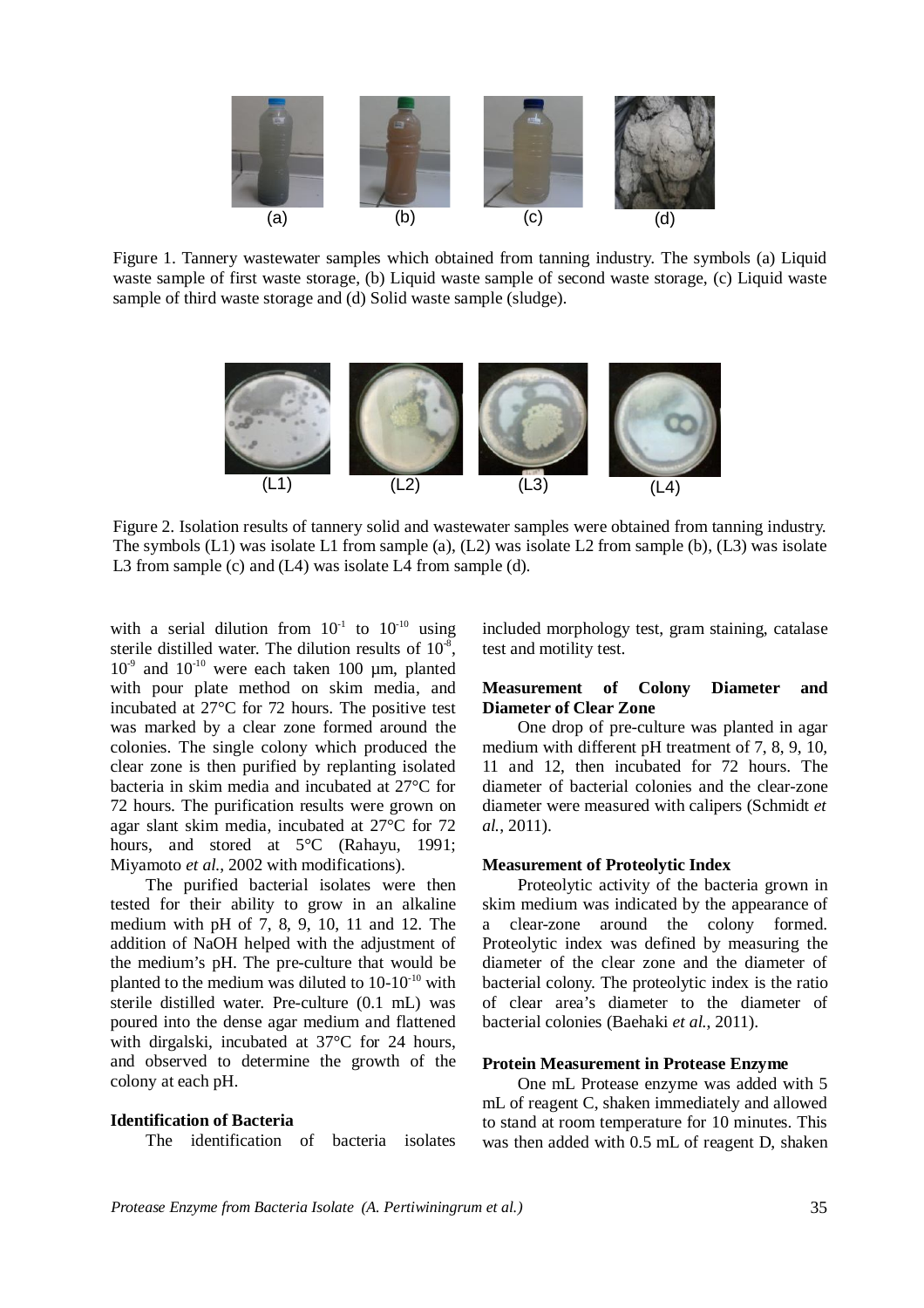Figure 1. Tannery wastewater samples which obtained from tanning industry. The symbols (a) Liquid waste sample of first waste storage, (b) Liquid waste sample of second waste storage, (c) Liquid waste sample of third waste storage and (d) Solid waste sample (sludge).

Figure 2. Isolation results of tannery solid and wastewater samples were obtained from tanning industry. The symbols (L1) was isolate L1 from sample (a), (L2) was isolate L2 from sample (b), (L3) was isolate L3 from sample (c) and (L4) was isolate L4 from sample (d).

with a serial dilution from $10^{-1}$ to $10^{-10}$ using sterile distilled water. The dilution results of $10^{-8}$, $10^{-9}$ and $10^{-10}$ were each taken 100 µm, planted with pour plate method on skim media, and incubated at 27°C for 72 hours. The positive test was marked by a clear zone formed around the colonies. The single colony which produced the clear zone is then purified by replanting isolated bacteria in skim media and incubated at 27°C for 72 hours. The purification results were grown on agar slant skim media, incubated at 27°C for 72 hours, and stored at 5°C (Rahayu, 1991; Miyamoto *et al.*, 2002 with modifications).

The purified bacterial isolates were then tested for their ability to grow in an alkaline medium with pH of 7, 8, 9, 10, 11 and 12. The addition of NaOH helped with the adjustment of the medium's pH. The pre-culture that would be planted to the medium was diluted to 10-$10^{-10}$ with sterile distilled water. Pre-culture (0.1 mL) was poured into the dense agar medium and flattened with dirgalski, incubated at 37°C for 24 hours, and observed to determine the growth of the colony at each pH.

**Identification of Bacteria**

The identification of bacteria isolates included morphology test, gram staining, catalase test and motility test.

**Measurement of Colony Diameter and Diameter of Clear Zone**

One drop of pre-culture was planted in agar medium with different pH treatment of 7, 8, 9, 10, 11 and 12, then incubated for 72 hours. The diameter of bacterial colonies and the clear-zone diameter were measured with calipers (Schmidt *et al.*, 2011).

**Measurement of Proteolytic Index**

Proteolytic activity of the bacteria grown in skim medium was indicated by the appearance of a clear-zone around the colony formed. Proteolytic index was defined by measuring the diameter of the clear zone and the diameter of bacterial colony. The proteolytic index is the ratio of clear area's diameter to the diameter of bacterial colonies (Baehaki *et al.*, 2011).

**Protein Measurement in Protease Enzyme**

One mL Protease enzyme was added with 5 mL of reagent C, shaken immediately and allowed to stand at room temperature for 10 minutes. This was then added with 0.5 mL of reagent D, shaken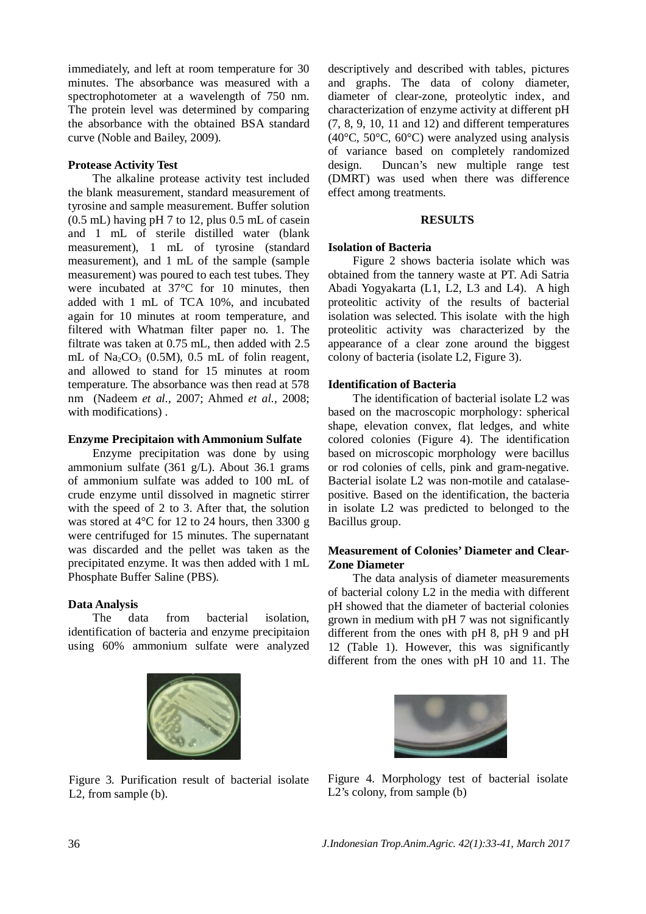immediately, and left at room temperature for 30 minutes. The absorbance was measured with a spectrophotometer at a wavelength of 750 nm. The protein level was determined by comparing the absorbance with the obtained BSA standard curve (Noble and Bailey, 2009).

**Protease Activity Test**

The alkaline protease activity test included the blank measurement, standard measurement of tyrosine and sample measurement. Buffer solution (0.5 mL) having pH 7 to 12, plus 0.5 mL of casein and 1 mL of sterile distilled water (blank measurement), 1 mL of tyrosine (standard measurement), and 1 mL of the sample (sample measurement) was poured to each test tubes. They were incubated at 37°C for 10 minutes, then added with 1 mL of TCA 10%, and incubated again for 10 minutes at room temperature, and filtered with Whatman filter paper no. 1. The filtrate was taken at 0.75 mL, then added with 2.5 mL of $Na_2CO_3$ (0.5M), 0.5 mL of folin reagent, and allowed to stand for 15 minutes at room temperature. The absorbance was then read at 578 nm (Nadeem *et al.*, 2007; Ahmed *et al.*, 2008; with modifications) .

**Enzyme Precipitaion with Ammonium Sulfate**

Enzyme precipitation was done by using ammonium sulfate (361 g/L). About 36.1 grams of ammonium sulfate was added to 100 mL of crude enzyme until dissolved in magnetic stirrer with the speed of 2 to 3. After that, the solution was stored at 4°C for 12 to 24 hours, then 3300 g were centrifuged for 15 minutes. The supernatant was discarded and the pellet was taken as the precipitated enzyme. It was then added with 1 mL Phosphate Buffer Saline (PBS).

**Data Analysis**

The data from bacterial isolation, identification of bacteria and enzyme precipitaion using 60% ammonium sulfate were analyzed descriptively and described with tables, pictures and graphs. The data of colony diameter, diameter of clear-zone, proteolytic index, and characterization of enzyme activity at different pH (7, 8, 9, 10, 11 and 12) and different temperatures (40°C, 50°C, 60°C) were analyzed using analysis of variance based on completely randomized design. Duncan's new multiple range test (DMRT) was used when there was difference effect among treatments.

## RESULTS

**Isolation of Bacteria**

Figure 2 shows bacteria isolate which was obtained from the tannery waste at PT. Adi Satria Abadi Yogyakarta (L1, L2, L3 and L4). A high proteolitic activity of the results of bacterial isolation was selected. This isolate with the high proteolitic activity was characterized by the appearance of a clear zone around the biggest colony of bacteria (isolate L2, Figure 3).

**Identification of Bacteria**

The identification of bacterial isolate L2 was based on the macroscopic morphology: spherical shape, elevation convex, flat ledges, and white colored colonies (Figure 4). The identification based on microscopic morphology were bacillus or rod colonies of cells, pink and gram-negative. Bacterial isolate L2 was non-motile and catalase-positive. Based on the identification, the bacteria in isolate L2 was predicted to belonged to the Bacillus group.

**Measurement of Colonies' Diameter and Clear-Zone Diameter**

The data analysis of diameter measurements of bacterial colony L2 in the media with different pH showed that the diameter of bacterial colonies grown in medium with pH 7 was not significantly different from the ones with pH 8, pH 9 and pH 12 (Table 1). However, this was significantly different from the ones with pH 10 and 11. The

Figure 3. Purification result of bacterial isolate L2, from sample (b).

Figure 4. Morphology test of bacterial isolate L2's colony, from sample (b)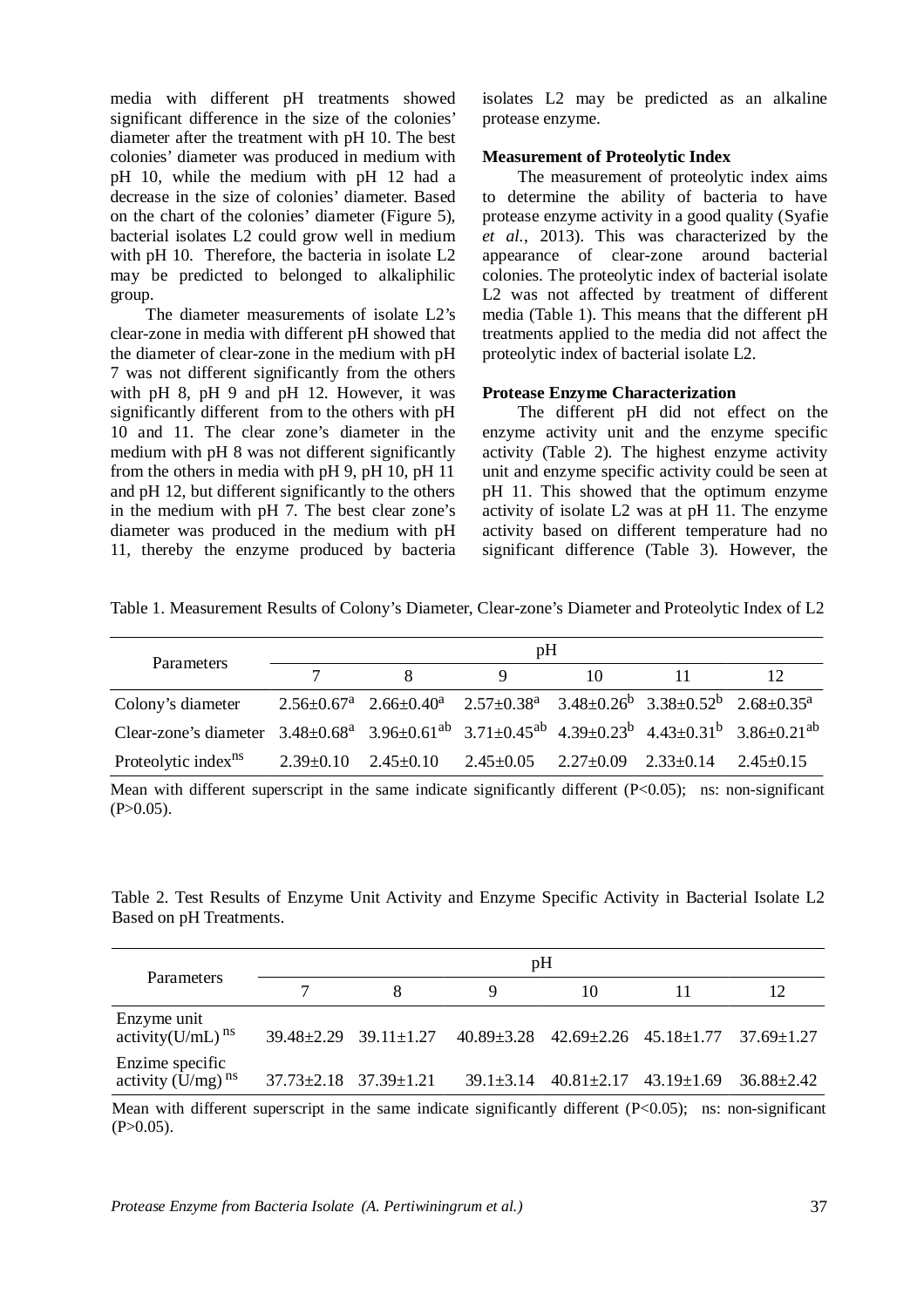media with different pH treatments showed significant difference in the size of the colonies' diameter after the treatment with pH 10. The best colonies' diameter was produced in medium with pH 10, while the medium with pH 12 had a decrease in the size of colonies' diameter. Based on the chart of the colonies' diameter (Figure 5), bacterial isolates L2 could grow well in medium with pH 10. Therefore, the bacteria in isolate L2 may be predicted to belonged to alkaliphilic group.

The diameter measurements of isolate L2's clear-zone in media with different pH showed that the diameter of clear-zone in the medium with pH 7 was not different significantly from the others with pH 8, pH 9 and pH 12. However, it was significantly different from to the others with pH 10 and 11. The clear zone's diameter in the medium with pH 8 was not different significantly from the others in media with pH 9, pH 10, pH 11 and pH 12, but different significantly to the others in the medium with pH 7. The best clear zone's diameter was produced in the medium with pH 11, thereby the enzyme produced by bacteria isolates L2 may be predicted as an alkaline protease enzyme.

**Measurement of Proteolytic Index**

The measurement of proteolytic index aims to determine the ability of bacteria to have protease enzyme activity in a good quality (Syafie *et al.*, 2013). This was characterized by the appearance of clear-zone around bacterial colonies. The proteolytic index of bacterial isolate L2 was not affected by treatment of different media (Table 1). This means that the different pH treatments applied to the media did not affect the proteolytic index of bacterial isolate L2.

**Protease Enzyme Characterization**

The different pH did not effect on the enzyme activity unit and the enzyme specific activity (Table 2). The highest enzyme activity unit and enzyme specific activity could be seen at pH 11. This showed that the optimum enzyme activity of isolate L2 was at pH 11. The enzyme activity based on different temperature had no significant difference (Table 3). However, the

Table 1. Measurement Results of Colony's Diameter, Clear-zone's Diameter and Proteolytic Index of L2

| Parameters | pH | | | | | |
|---|---|---|---|---|---|---|
| | 7 | 8 | 9 | 10 | 11 | 12 |
| Colony's diameter | $2.56{\pm}0.67^{a}$ | $2.66{\pm}0.40^{a}$ | $2.57{\pm}0.38^{a}$ | $3.48{\pm}0.26^{b}$ | $3.38{\pm}0.52^{b}$ | $2.68{\pm}0.35^{a}$ |
| Clear-zone's diameter | $3.48{\pm}0.68^{a}$ | $3.96{\pm}0.61^{ab}$ | $3.71{\pm}0.45^{ab}$ | $4.39{\pm}0.23^{b}$ | $4.43{\pm}0.31^{b}$ | $3.86{\pm}0.21^{ab}$ |
| Proteolytic index$^{ns}$ | 2.39±0.10 | 2.45±0.10 | 2.45±0.05 | 2.27±0.09 | 2.33±0.14 | 2.45±0.15 |

Mean with different superscript in the same indicate significantly different ($P<0.05$); ns: non-significant ($P>0.05$).

Table 2. Test Results of Enzyme Unit Activity and Enzyme Specific Activity in Bacterial Isolate L2 Based on pH Treatments.

| Parameters | pH | | | | | |
|---|---|---|---|---|---|---|
| | 7 | 8 | 9 | 10 | 11 | 12 |
| Enzyme unit activity(U/mL)$^{ns}$ | 39.48±2.29 | 39.11±1.27 | 40.89±3.28 | 42.69±2.26 | 45.18±1.77 | 37.69±1.27 |
| Enzime specific activity (U/mg)$^{ns}$ | 37.73±2.18 | 37.39±1.21 | 39.1±3.14 | 40.81±2.17 | 43.19±1.69 | 36.88±2.42 |

Mean with different superscript in the same indicate significantly different ($P<0.05$); ns: non-significant ($P>0.05$).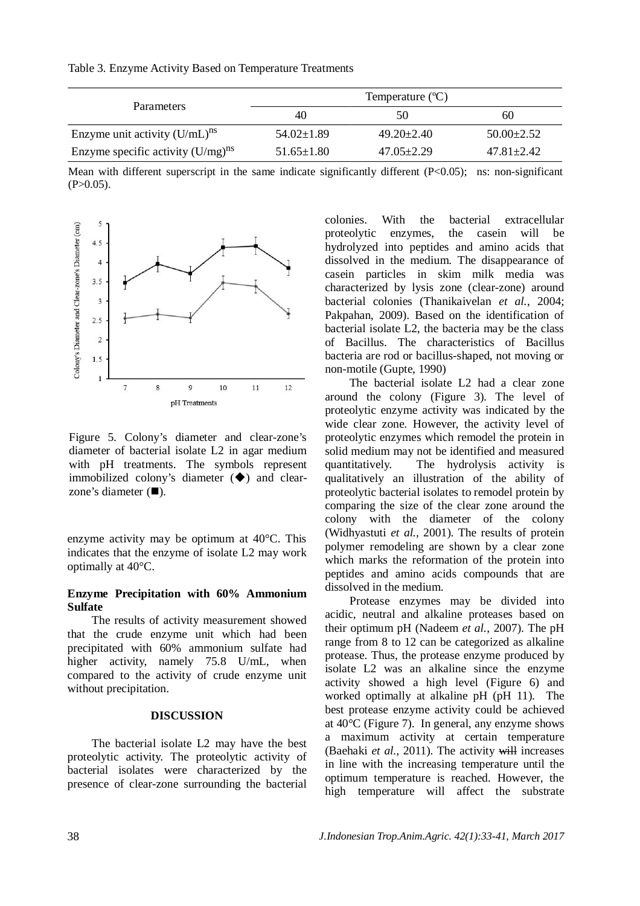Table 3. Enzyme Activity Based on Temperature Treatments

| Parameters | Temperature (ºC) | | |
|---|---|---|---|
| | 40 | 50 | 60 |
| Enzyme unit activity (U/mL)$^{ns}$ | 54.02±1.89 | 49.20±2.40 | 50.00±2.52 |
| Enzyme specific activity (U/mg)$^{ns}$ | 51.65±1.80 | 47.05±2.29 | 47.81±2.42 |

Mean with different superscript in the same indicate significantly different (P<0.05); ns: non-significant (P>0.05).

Figure 5. Colony's diameter and clear-zone's diameter of bacterial isolate L2 in agar medium with pH treatments. The symbols represent immobilized colony's diameter (◆) and clear-zone's diameter (■).

enzyme activity may be optimum at 40°C. This indicates that the enzyme of isolate L2 may work optimally at 40°C.

**Enzyme Precipitation with 60% Ammonium Sulfate**

The results of activity measurement showed that the crude enzyme unit which had been precipitated with 60% ammonium sulfate had higher activity, namely 75.8 U/mL, when compared to the activity of crude enzyme unit without precipitation.

## DISCUSSION

The bacterial isolate L2 may have the best proteolytic activity. The proteolytic activity of bacterial isolates were characterized by the presence of clear-zone surrounding the bacterial colonies. With the bacterial extracellular proteolytic enzymes, the casein will be hydrolyzed into peptides and amino acids that dissolved in the medium. The disappearance of casein particles in skim milk media was characterized by lysis zone (clear-zone) around bacterial colonies (Thanikaivelan *et al.*, 2004; Pakpahan, 2009). Based on the identification of bacterial isolate L2, the bacteria may be the class of Bacillus. The characteristics of Bacillus bacteria are rod or bacillus-shaped, not moving or non-motile (Gupte, 1990)

The bacterial isolate L2 had a clear zone around the colony (Figure 3). The level of proteolytic enzyme activity was indicated by the wide clear zone. However, the activity level of proteolytic enzymes which remodel the protein in solid medium may not be identified and measured quantitatively. The hydrolysis activity is qualitatively an illustration of the ability of proteolytic bacterial isolates to remodel protein by comparing the size of the clear zone around the colony with the diameter of the colony (Widhyastuti *et al.,* 2001). The results of protein polymer remodeling are shown by a clear zone which marks the reformation of the protein into peptides and amino acids compounds that are dissolved in the medium.

Protease enzymes may be divided into acidic, neutral and alkaline proteases based on their optimum pH (Nadeem *et al.*, 2007). The pH range from 8 to 12 can be categorized as alkaline protease. Thus, the protease enzyme produced by isolate L2 was an alkaline since the enzyme activity showed a high level (Figure 6) and worked optimally at alkaline pH (pH 11). The best protease enzyme activity could be achieved at 40°C (Figure 7). In general, any enzyme shows a maximum activity at certain temperature (Baehaki *et al.,* 2011). The activity ~~will~~ increases in line with the increasing temperature until the optimum temperature is reached. However, the high temperature will affect the substrate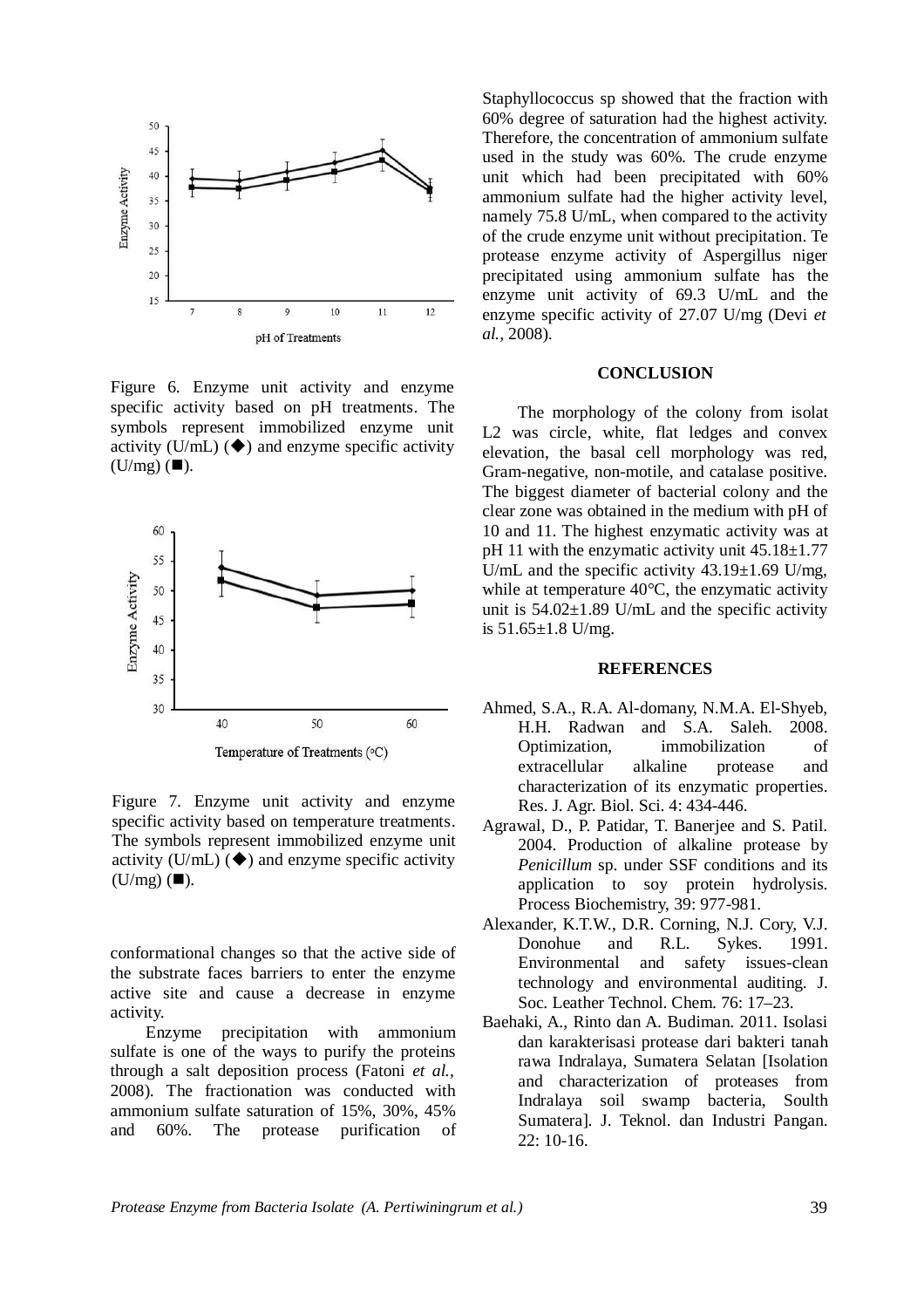Figure 6. Enzyme unit activity and enzyme specific activity based on pH treatments. The symbols represent immobilized enzyme unit activity (U/mL) (◆) and enzyme specific activity (U/mg) (■).

Figure 7. Enzyme unit activity and enzyme specific activity based on temperature treatments. The symbols represent immobilized enzyme unit activity (U/mL) (◆) and enzyme specific activity (U/mg) (■).

conformational changes so that the active side of the substrate faces barriers to enter the enzyme active site and cause a decrease in enzyme activity.

Enzyme precipitation with ammonium sulfate is one of the ways to purify the proteins through a salt deposition process (Fatoni *et al.*, 2008). The fractionation was conducted with ammonium sulfate saturation of 15%, 30%, 45% and 60%. The protease purification of Staphyllococcus sp showed that the fraction with 60% degree of saturation had the highest activity. Therefore, the concentration of ammonium sulfate used in the study was 60%. The crude enzyme unit which had been precipitated with 60% ammonium sulfate had the higher activity level, namely 75.8 U/mL, when compared to the activity of the crude enzyme unit without precipitation. Te protease enzyme activity of Aspergillus niger precipitated using ammonium sulfate has the enzyme unit activity of 69.3 U/mL and the enzyme specific activity of 27.07 U/mg (Devi *et al.*, 2008).

## CONCLUSION

The morphology of the colony from isolat L2 was circle, white, flat ledges and convex elevation, the basal cell morphology was red, Gram-negative, non-motile, and catalase positive. The biggest diameter of bacterial colony and the clear zone was obtained in the medium with pH of 10 and 11. The highest enzymatic activity was at pH 11 with the enzymatic activity unit 45.18±1.77 U/mL and the specific activity 43.19±1.69 U/mg, while at temperature 40°C, the enzymatic activity unit is 54.02±1.89 U/mL and the specific activity is 51.65±1.8 U/mg.

## REFERENCES

Ahmed, S.A., R.A. Al-domany, N.M.A. El-Shyeb, H.H. Radwan and S.A. Saleh. 2008. Optimization, immobilization of extracellular alkaline protease and characterization of its enzymatic properties. Res. J. Agr. Biol. Sci. 4: 434-446.

Agrawal, D., P. Patidar, T. Banerjee and S. Patil. 2004. Production of alkaline protease by *Penicillum* sp. under SSF conditions and its application to soy protein hydrolysis. Process Biochemistry, 39: 977-981.

Alexander, K.T.W., D.R. Corning, N.J. Cory, V.J. Donohue and R.L. Sykes. 1991. Environmental and safety issues-clean technology and environmental auditing. J. Soc. Leather Technol. Chem. 76: 17–23.

Baehaki, A., Rinto dan A. Budiman. 2011. Isolasi dan karakterisasi protease dari bakteri tanah rawa Indralaya, Sumatera Selatan [Isolation and characterization of proteases from Indralaya soil swamp bacteria, Soulth Sumatera]. J. Teknol. dan Industri Pangan. 22: 10-16.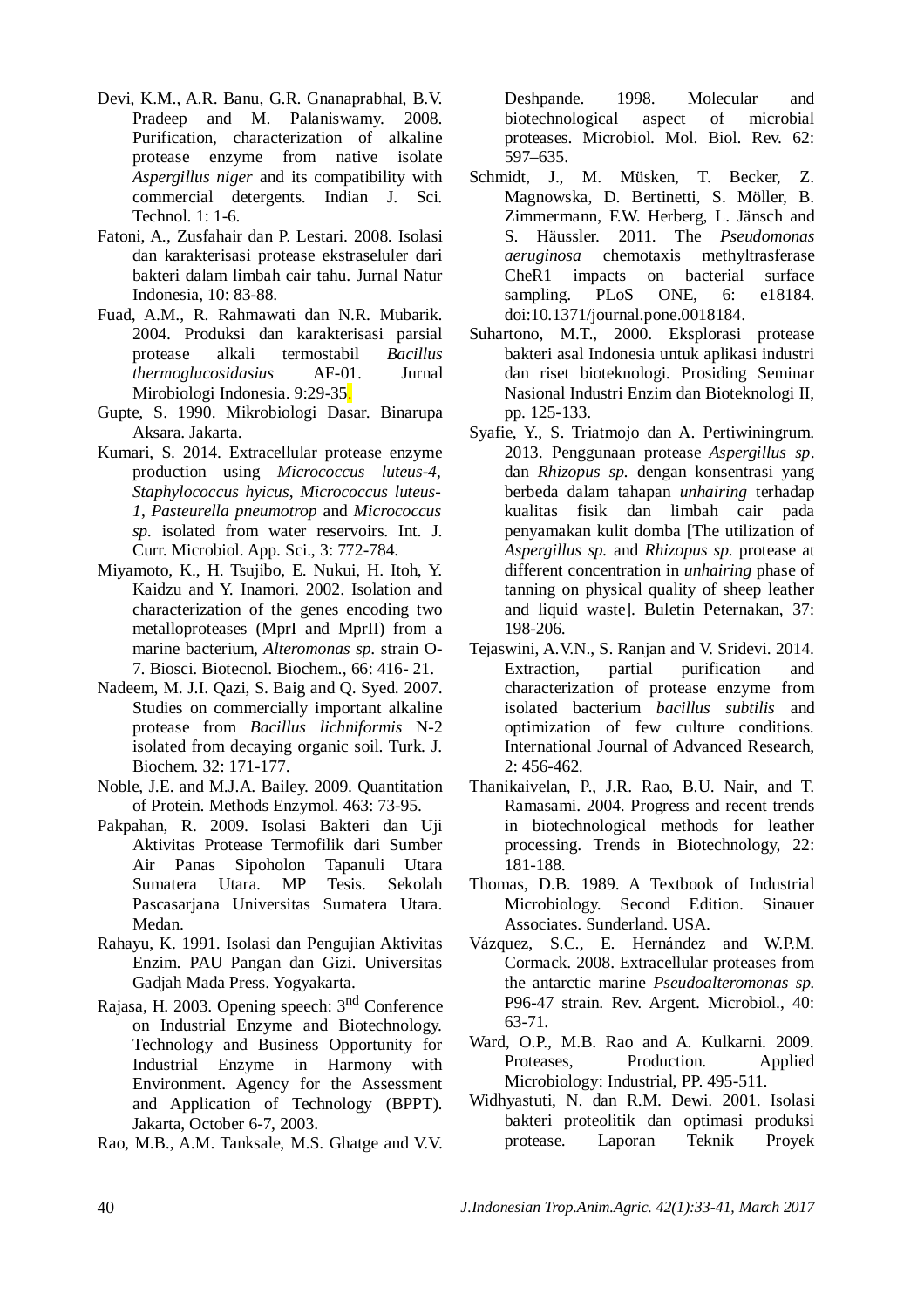Devi, K.M., A.R. Banu, G.R. Gnanaprabhal, B.V. Pradeep and M. Palaniswamy. 2008. Purification, characterization of alkaline protease enzyme from native isolate *Aspergillus niger* and its compatibility with commercial detergents. Indian J. Sci. Technol. 1: 1-6.

Fatoni, A., Zusfahair dan P. Lestari. 2008. Isolasi dan karakterisasi protease ekstraseluler dari bakteri dalam limbah cair tahu. Jurnal Natur Indonesia, 10: 83-88.

Fuad, A.M., R. Rahmawati dan N.R. Mubarik. 2004. Produksi dan karakterisasi parsial protease alkali termostabil *Bacillus thermoglucosidasius* AF-01. Jurnal Mirobiologi Indonesia. 9:29-35.

Gupte, S. 1990. Mikrobiologi Dasar. Binarupa Aksara. Jakarta.

Kumari, S. 2014. Extracellular protease enzyme production using *Micrococcus luteus-4, Staphylococcus hyicus*, *Micrococcus luteus-1*, *Pasteurella pneumotrop* and *Micrococcus sp.* isolated from water reservoirs. Int. J. Curr. Microbiol. App. Sci., 3: 772-784.

Miyamoto, K., H. Tsujibo, E. Nukui, H. Itoh, Y. Kaidzu and Y. Inamori. 2002. Isolation and characterization of the genes encoding two metalloproteases (MprI and MprII) from a marine bacterium, *Alteromonas sp.* strain O-7. Biosci. Biotecnol. Biochem., 66: 416- 21.

Nadeem, M. J.I. Qazi, S. Baig and Q. Syed. 2007. Studies on commercially important alkaline protease from *Bacillus lichniformis* N-2 isolated from decaying organic soil. Turk. J. Biochem. 32: 171-177.

Noble, J.E. and M.J.A. Bailey. 2009. Quantitation of Protein. Methods Enzymol. 463: 73-95.

Pakpahan, R. 2009. Isolasi Bakteri dan Uji Aktivitas Protease Termofilik dari Sumber Air Panas Sipoholon Tapanuli Utara Sumatera Utara. MP Tesis. Sekolah Pascasarjana Universitas Sumatera Utara. Medan.

Rahayu, K. 1991. Isolasi dan Pengujian Aktivitas Enzim. PAU Pangan dan Gizi. Universitas Gadjah Mada Press. Yogyakarta.

Rajasa, H. 2003. Opening speech: 3nd Conference on Industrial Enzyme and Biotechnology. Technology and Business Opportunity for Industrial Enzyme in Harmony with Environment. Agency for the Assessment and Application of Technology (BPPT). Jakarta, October 6-7, 2003.

Rao, M.B., A.M. Tanksale, M.S. Ghatge and V.V. Deshpande. 1998. Molecular and biotechnological aspect of microbial proteases. Microbiol. Mol. Biol. Rev. 62: 597–635.

Schmidt, J., M. Müsken, T. Becker, Z. Magnowska, D. Bertinetti, S. Möller, B. Zimmermann, F.W. Herberg, L. Jänsch and S. Häussler. 2011. The *Pseudomonas aeruginosa* chemotaxis methyltrasferase CheR1 impacts on bacterial surface sampling. PLoS ONE, 6: e18184. doi:10.1371/journal.pone.0018184.

Suhartono, M.T., 2000. Eksplorasi protease bakteri asal Indonesia untuk aplikasi industri dan riset bioteknologi. Prosiding Seminar Nasional Industri Enzim dan Bioteknologi II, pp. 125-133.

Syafie, Y., S. Triatmojo dan A. Pertiwiningrum. 2013. Penggunaan protease *Aspergillus sp*. dan *Rhizopus sp.* dengan konsentrasi yang berbeda dalam tahapan *unhairing* terhadap kualitas fisik dan limbah cair pada penyamakan kulit domba [The utilization of *Aspergillus sp.* and *Rhizopus sp.* protease at different concentration in *unhairing* phase of tanning on physical quality of sheep leather and liquid waste]. Buletin Peternakan, 37: 198-206.

Tejaswini, A.V.N., S. Ranjan and V. Sridevi. 2014. Extraction, partial purification and characterization of protease enzyme from isolated bacterium *bacillus subtilis* and optimization of few culture conditions. International Journal of Advanced Research, 2: 456-462.

Thanikaivelan, P., J.R. Rao, B.U. Nair, and T. Ramasami. 2004. Progress and recent trends in biotechnological methods for leather processing. Trends in Biotechnology, 22: 181-188.

Thomas, D.B. 1989. A Textbook of Industrial Microbiology. Second Edition. Sinauer Associates. Sunderland. USA.

Vázquez, S.C., E. Hernández and W.P.M. Cormack. 2008. Extracellular proteases from the antarctic marine *Pseudoalteromonas sp.* P96-47 strain. Rev. Argent. Microbiol., 40: 63-71.

Ward, O.P., M.B. Rao and A. Kulkarni. 2009. Proteases, Production. Applied Microbiology: Industrial, PP. 495-511.

Widhyastuti, N. dan R.M. Dewi. 2001. Isolasi bakteri proteolitik dan optimasi produksi protease. Laporan Teknik Proyek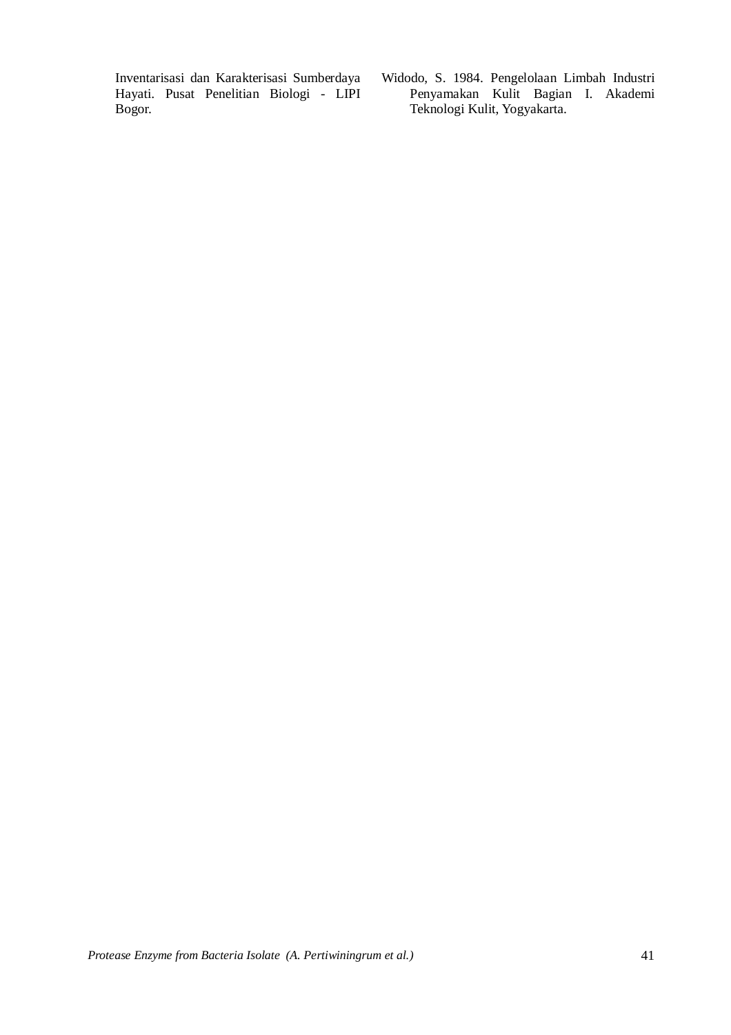Inventarisasi dan Karakterisasi Sumberdaya Hayati. Pusat Penelitian Biologi - LIPI Bogor.

Widodo, S. 1984. Pengelolaan Limbah Industri Penyamakan Kulit Bagian I. Akademi Teknologi Kulit, Yogyakarta.